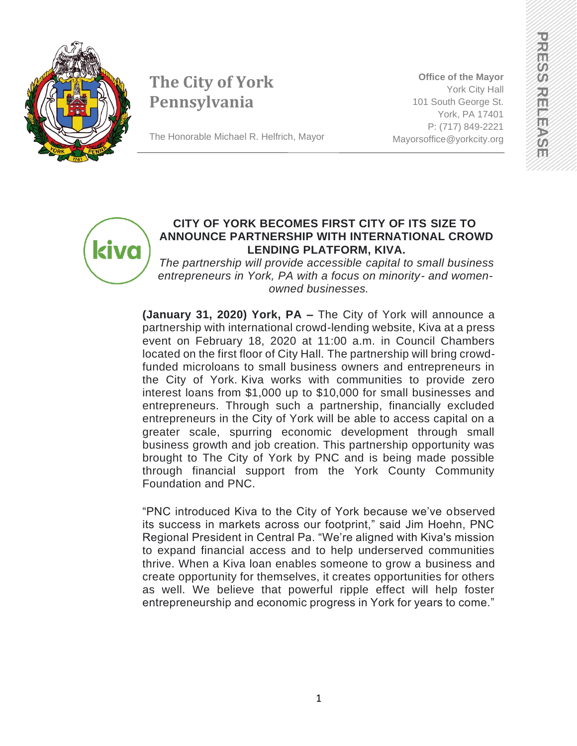# The City of York Pennsylvania

The Honorable Michael R. Helfrich, Mayor

**Office of the Mayor**
York City Hall
101 South George St.
York, PA 17401
P: (717) 849-2221
Mayorsoffice@yorkcity.org

**PRESS RELEASE**

kiva

## CITY OF YORK BECOMES FIRST CITY OF ITS SIZE TO ANNOUNCE PARTNERSHIP WITH INTERNATIONAL CROWD LENDING PLATFORM, KIVA.

*The partnership will provide accessible capital to small business entrepreneurs in York, PA with a focus on minority- and women-owned businesses.*

**(January 31, 2020) York, PA –** The City of York will announce a partnership with international crowd-lending website, Kiva at a press event on February 18, 2020 at 11:00 a.m. in Council Chambers located on the first floor of City Hall. The partnership will bring crowd-funded microloans to small business owners and entrepreneurs in the City of York. Kiva works with communities to provide zero interest loans from $1,000 up to $10,000 for small businesses and entrepreneurs. Through such a partnership, financially excluded entrepreneurs in the City of York will be able to access capital on a greater scale, spurring economic development through small business growth and job creation. This partnership opportunity was brought to The City of York by PNC and is being made possible through financial support from the York County Community Foundation and PNC.

"PNC introduced Kiva to the City of York because we've observed its success in markets across our footprint," said Jim Hoehn, PNC Regional President in Central Pa. "We're aligned with Kiva's mission to expand financial access and to help underserved communities thrive. When a Kiva loan enables someone to grow a business and create opportunity for themselves, it creates opportunities for others as well. We believe that powerful ripple effect will help foster entrepreneurship and economic progress in York for years to come."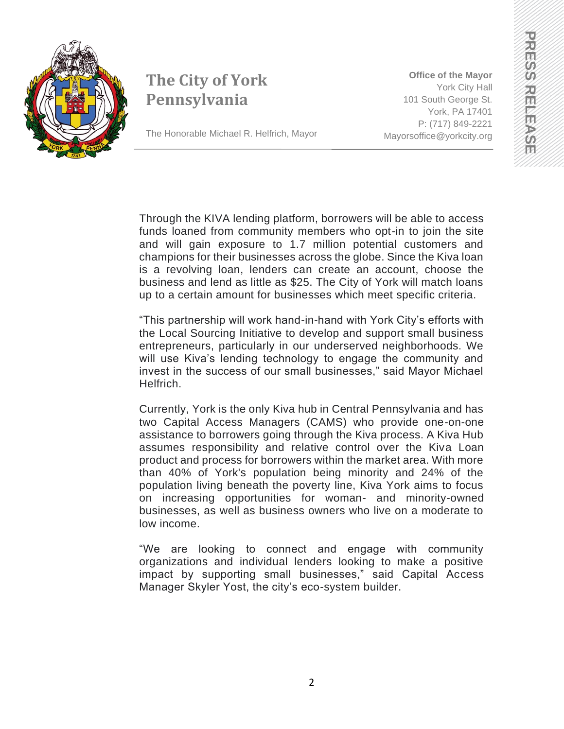Through the KIVA lending platform, borrowers will be able to access funds loaned from community members who opt-in to join the site and will gain exposure to 1.7 million potential customers and champions for their businesses across the globe. Since the Kiva loan is a revolving loan, lenders can create an account, choose the business and lend as little as $25. The City of York will match loans up to a certain amount for businesses which meet specific criteria.

"This partnership will work hand-in-hand with York City's efforts with the Local Sourcing Initiative to develop and support small business entrepreneurs, particularly in our underserved neighborhoods. We will use Kiva's lending technology to engage the community and invest in the success of our small businesses," said Mayor Michael Helfrich.

Currently, York is the only Kiva hub in Central Pennsylvania and has two Capital Access Managers (CAMS) who provide one-on-one assistance to borrowers going through the Kiva process. A Kiva Hub assumes responsibility and relative control over the Kiva Loan product and process for borrowers within the market area. With more than 40% of York's population being minority and 24% of the population living beneath the poverty line, Kiva York aims to focus on increasing opportunities for woman- and minority-owned businesses, as well as business owners who live on a moderate to low income.

"We are looking to connect and engage with community organizations and individual lenders looking to make a positive impact by supporting small businesses," said Capital Access Manager Skyler Yost, the city's eco-system builder.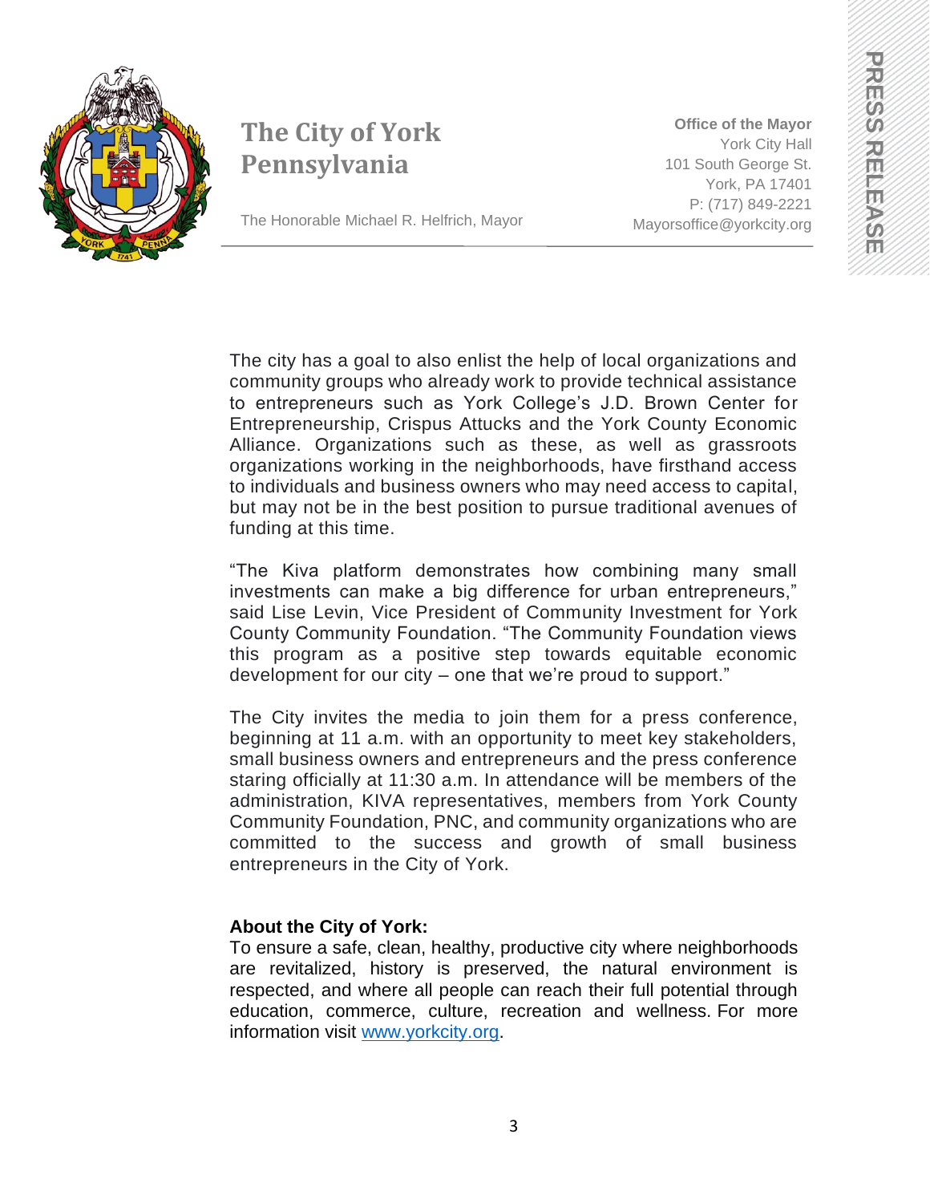The city has a goal to also enlist the help of local organizations and community groups who already work to provide technical assistance to entrepreneurs such as York College's J.D. Brown Center for Entrepreneurship, Crispus Attucks and the York County Economic Alliance. Organizations such as these, as well as grassroots organizations working in the neighborhoods, have firsthand access to individuals and business owners who may need access to capital, but may not be in the best position to pursue traditional avenues of funding at this time.

"The Kiva platform demonstrates how combining many small investments can make a big difference for urban entrepreneurs," said Lise Levin, Vice President of Community Investment for York County Community Foundation. "The Community Foundation views this program as a positive step towards equitable economic development for our city – one that we're proud to support."

The City invites the media to join them for a press conference, beginning at 11 a.m. with an opportunity to meet key stakeholders, small business owners and entrepreneurs and the press conference staring officially at 11:30 a.m. In attendance will be members of the administration, KIVA representatives, members from York County Community Foundation, PNC, and community organizations who are committed to the success and growth of small business entrepreneurs in the City of York.

**About the City of York:**
To ensure a safe, clean, healthy, productive city where neighborhoods are revitalized, history is preserved, the natural environment is respected, and where all people can reach their full potential through education, commerce, culture, recreation and wellness. For more information visit [www.yorkcity.org](http://www.yorkcity.org).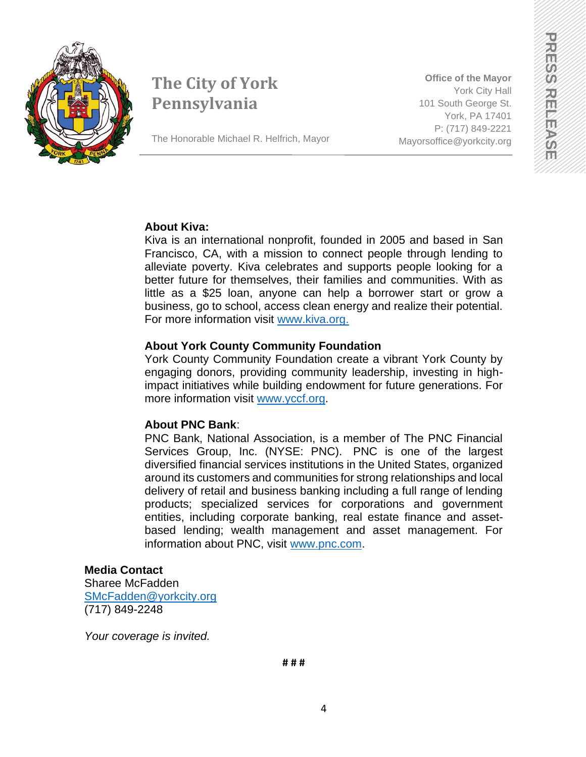**About Kiva:**

Kiva is an international nonprofit, founded in 2005 and based in San Francisco, CA, with a mission to connect people through lending to alleviate poverty. Kiva celebrates and supports people looking for a better future for themselves, their families and communities. With as little as a $25 loan, anyone can help a borrower start or grow a business, go to school, access clean energy and realize their potential. For more information visit [www.kiva.org.](http://www.kiva.org)

**About York County Community Foundation**

York County Community Foundation create a vibrant York County by engaging donors, providing community leadership, investing in high-impact initiatives while building endowment for future generations. For more information visit [www.yccf.org](http://www.yccf.org).

**About PNC Bank**:

PNC Bank, National Association, is a member of The PNC Financial Services Group, Inc. (NYSE: PNC). PNC is one of the largest diversified financial services institutions in the United States, organized around its customers and communities for strong relationships and local delivery of retail and business banking including a full range of lending products; specialized services for corporations and government entities, including corporate banking, real estate finance and asset-based lending; wealth management and asset management. For information about PNC, visit [www.pnc.com](http://www.pnc.com).

**Media Contact**

Sharee McFadden

[SMcFadden@yorkcity.org](mailto:SMcFadden@yorkcity.org)

(717) 849-2248

*Your coverage is invited.*

# # #